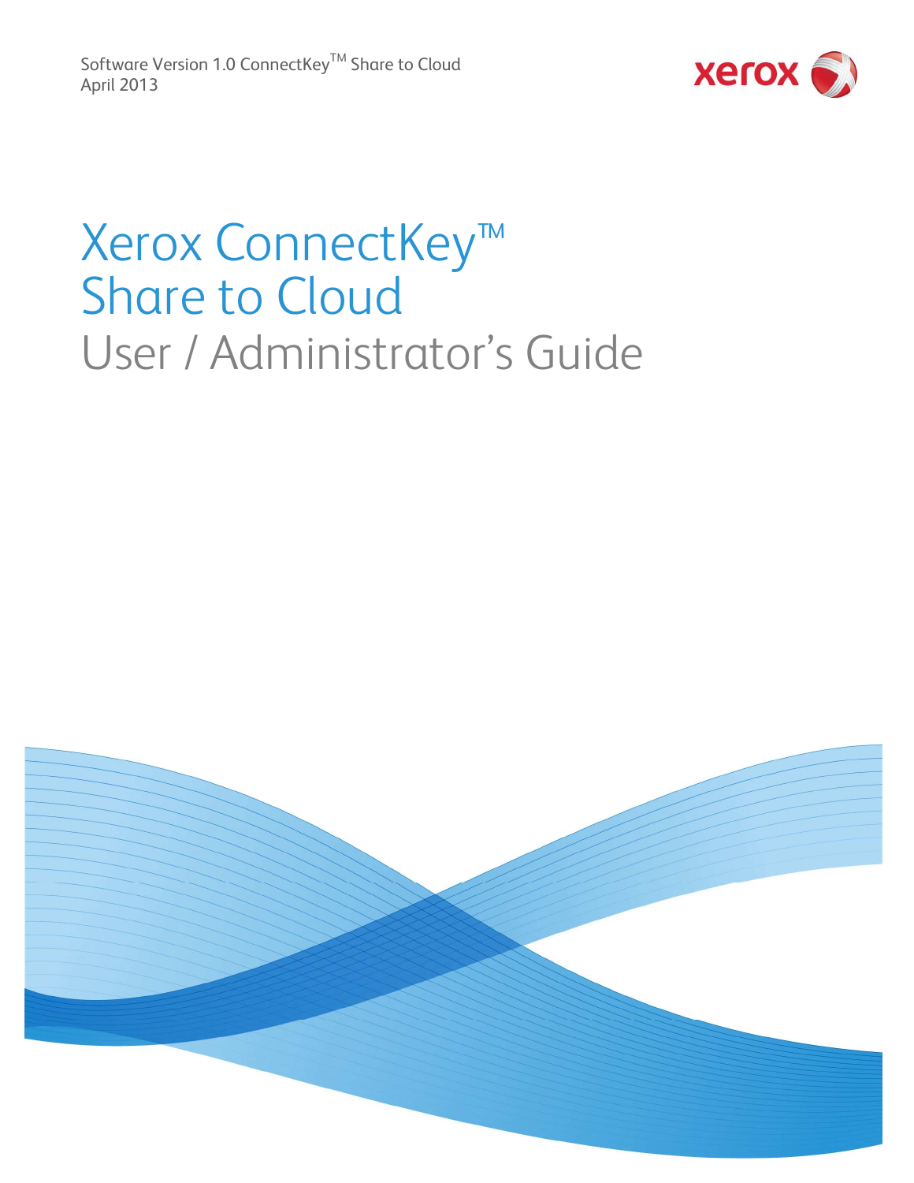Software Version 1.0 ConnectKey™ Share to Cloud
April 2013

# Xerox ConnectKey™ Share to Cloud

## User / Administrator's Guide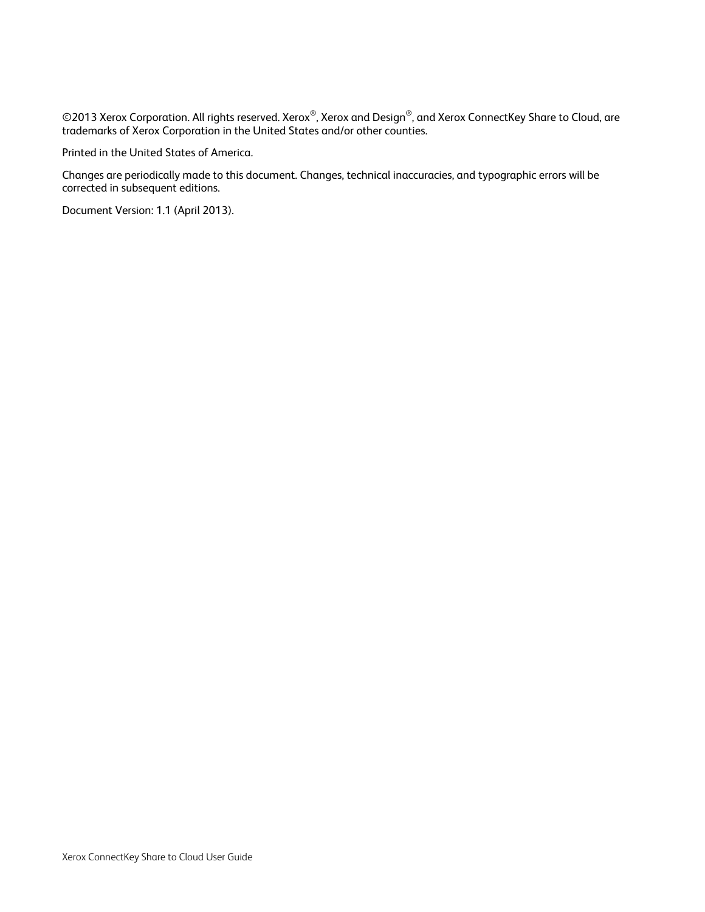©2013 Xerox Corporation. All rights reserved. Xerox®, Xerox and Design®, and Xerox ConnectKey Share to Cloud, are trademarks of Xerox Corporation in the United States and/or other counties.

Printed in the United States of America.

Changes are periodically made to this document. Changes, technical inaccuracies, and typographic errors will be corrected in subsequent editions.

Document Version: 1.1 (April 2013).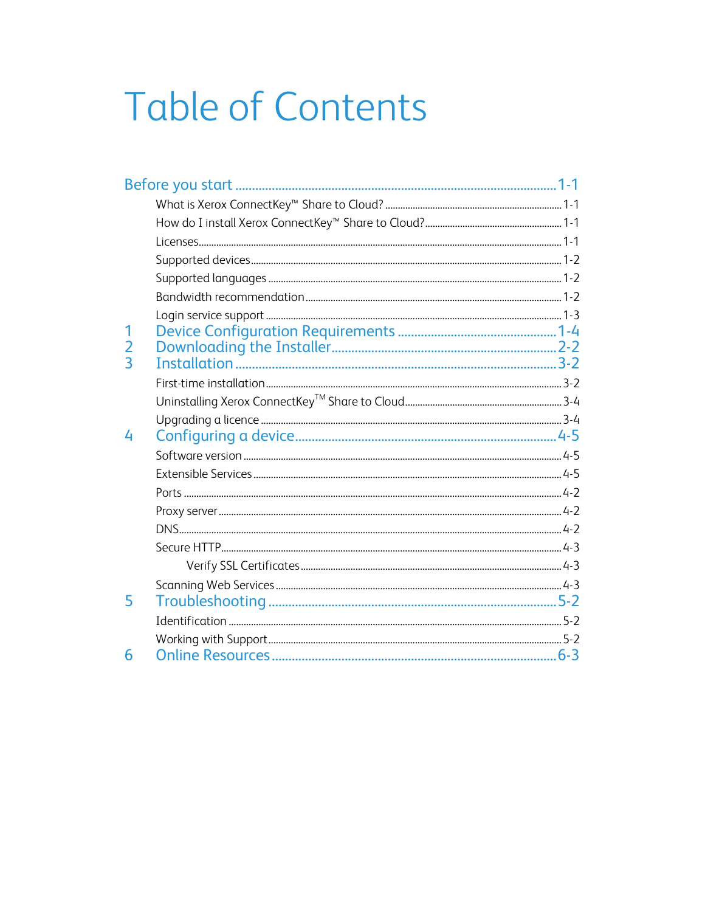# Table of Contents

Before you start ........ 1-1

- What is Xerox ConnectKey™ Share to Cloud? ........ 1-1
- How do I install Xerox ConnectKey™ Share to Cloud? ........ 1-1
- Licenses ........ 1-1
- Supported devices ........ 1-2
- Supported languages ........ 1-2
- Bandwidth recommendation ........ 1-2
- Login service support ........ 1-3

1 Device Configuration Requirements ........ 1-4

2 Downloading the Installer ........ 2-2

3 Installation ........ 3-2

- First-time installation ........ 3-2
- Uninstalling Xerox ConnectKey™ Share to Cloud ........ 3-4
- Upgrading a licence ........ 3-4

4 Configuring a device ........ 4-5

- Software version ........ 4-5
- Extensible Services ........ 4-5
- Ports ........ 4-2
- Proxy server ........ 4-2
- DNS ........ 4-2
- Secure HTTP ........ 4-3
  - Verify SSL Certificates ........ 4-3
- Scanning Web Services ........ 4-3

5 Troubleshooting ........ 5-2

- Identification ........ 5-2
- Working with Support ........ 5-2

6 Online Resources ........ 6-3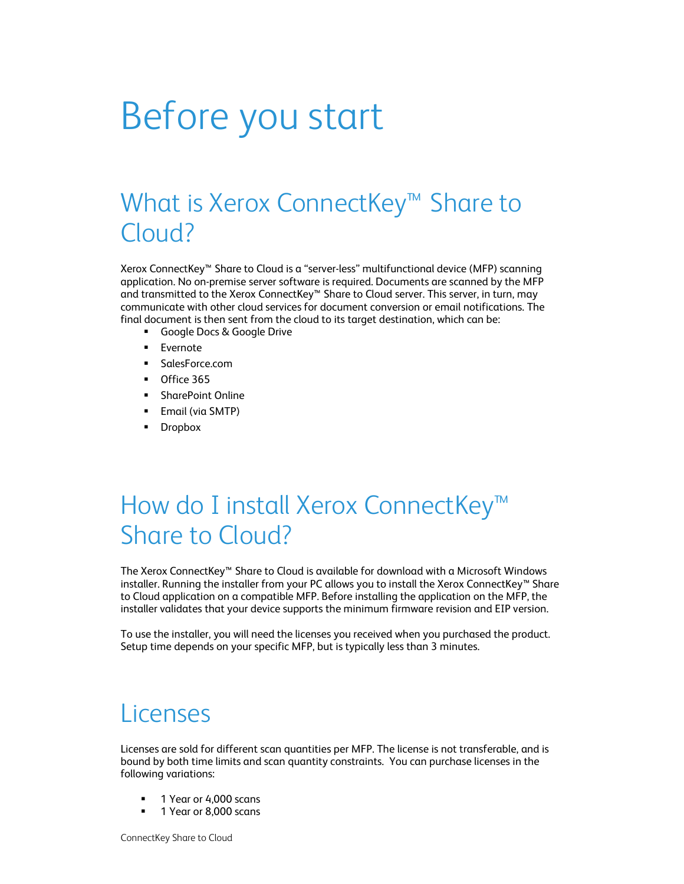# Before you start

## What is Xerox ConnectKey™ Share to Cloud?

Xerox ConnectKey™ Share to Cloud is a "server-less" multifunctional device (MFP) scanning application. No on-premise server software is required. Documents are scanned by the MFP and transmitted to the Xerox ConnectKey™ Share to Cloud server. This server, in turn, may communicate with other cloud services for document conversion or email notifications. The final document is then sent from the cloud to its target destination, which can be:

- Google Docs & Google Drive
- Evernote
- SalesForce.com
- Office 365
- SharePoint Online
- Email (via SMTP)
- Dropbox

## How do I install Xerox ConnectKey™ Share to Cloud?

The Xerox ConnectKey™ Share to Cloud is available for download with a Microsoft Windows installer. Running the installer from your PC allows you to install the Xerox ConnectKey™ Share to Cloud application on a compatible MFP. Before installing the application on the MFP, the installer validates that your device supports the minimum firmware revision and EIP version.

To use the installer, you will need the licenses you received when you purchased the product. Setup time depends on your specific MFP, but is typically less than 3 minutes.

## Licenses

Licenses are sold for different scan quantities per MFP. The license is not transferable, and is bound by both time limits and scan quantity constraints. You can purchase licenses in the following variations:

- 1 Year or 4,000 scans
- 1 Year or 8,000 scans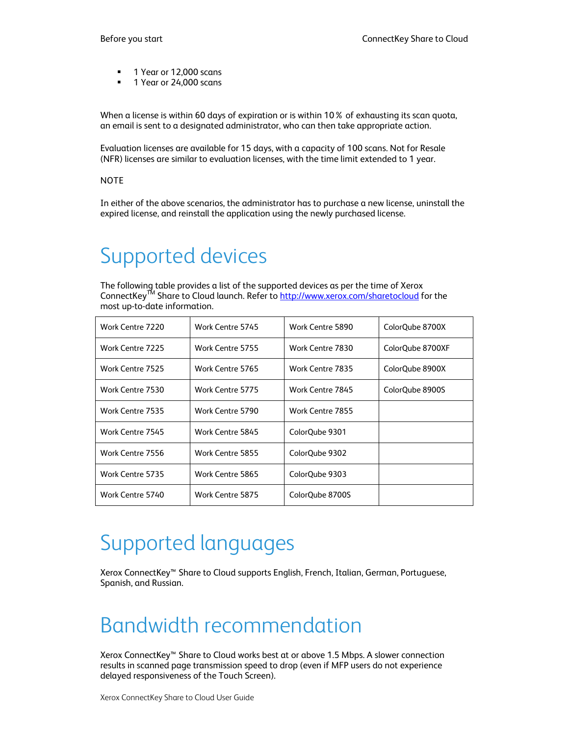- 1 Year or 12,000 scans
- 1 Year or 24,000 scans

When a license is within 60 days of expiration or is within 10 % of exhausting its scan quota, an email is sent to a designated administrator, who can then take appropriate action.

Evaluation licenses are available for 15 days, with a capacity of 100 scans. Not for Resale (NFR) licenses are similar to evaluation licenses, with the time limit extended to 1 year.

NOTE

In either of the above scenarios, the administrator has to purchase a new license, uninstall the expired license, and reinstall the application using the newly purchased license.

# Supported devices

The following table provides a list of the supported devices as per the time of Xerox ConnectKey™ Share to Cloud launch. Refer to http://www.xerox.com/sharetocloud for the most up-to-date information.

| | | | |
|---|---|---|---|
| Work Centre 7220 | Work Centre 5745 | Work Centre 5890 | ColorQube 8700X |
| Work Centre 7225 | Work Centre 5755 | Work Centre 7830 | ColorQube 8700XF |
| Work Centre 7525 | Work Centre 5765 | Work Centre 7835 | ColorQube 8900X |
| Work Centre 7530 | Work Centre 5775 | Work Centre 7845 | ColorQube 8900S |
| Work Centre 7535 | Work Centre 5790 | Work Centre 7855 | |
| Work Centre 7545 | Work Centre 5845 | ColorQube 9301 | |
| Work Centre 7556 | Work Centre 5855 | ColorQube 9302 | |
| Work Centre 5735 | Work Centre 5865 | ColorQube 9303 | |
| Work Centre 5740 | Work Centre 5875 | ColorQube 8700S | |

# Supported languages

Xerox ConnectKey™ Share to Cloud supports English, French, Italian, German, Portuguese, Spanish, and Russian.

# Bandwidth recommendation

Xerox ConnectKey™ Share to Cloud works best at or above 1.5 Mbps. A slower connection results in scanned page transmission speed to drop (even if MFP users do not experience delayed responsiveness of the Touch Screen).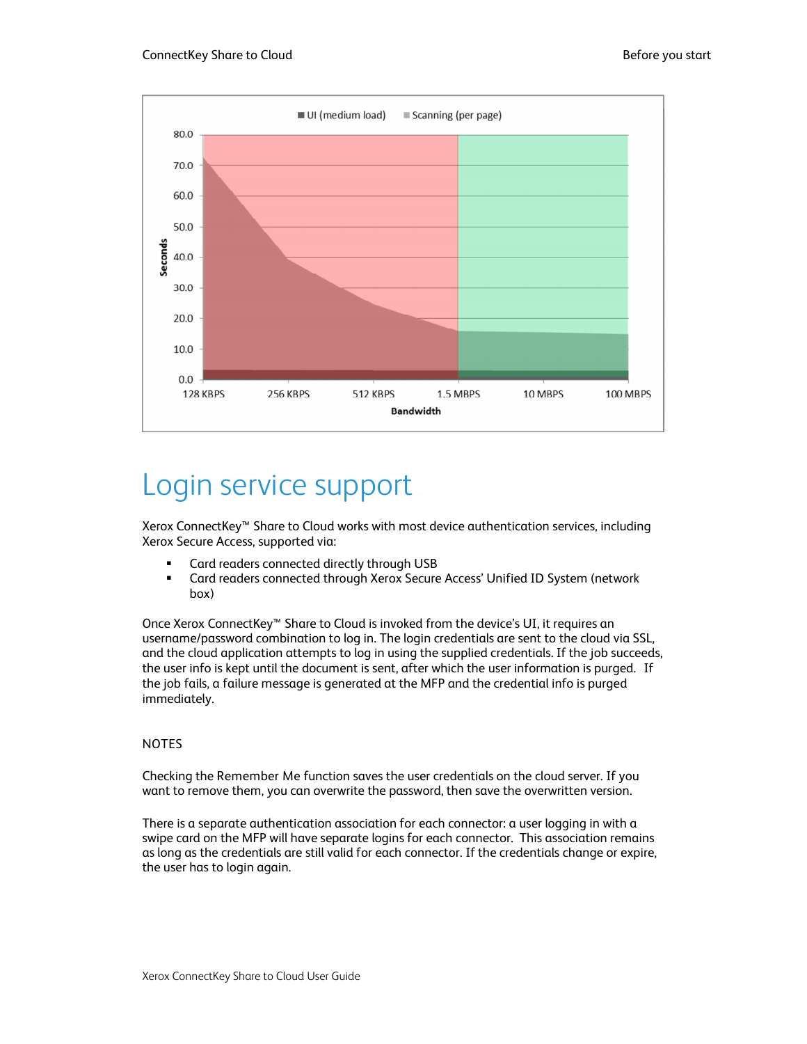# Login service support

Xerox ConnectKey™ Share to Cloud works with most device authentication services, including Xerox Secure Access, supported via:

- Card readers connected directly through USB
- Card readers connected through Xerox Secure Access' Unified ID System (network box)

Once Xerox ConnectKey™ Share to Cloud is invoked from the device's UI, it requires an username/password combination to log in. The login credentials are sent to the cloud via SSL, and the cloud application attempts to log in using the supplied credentials. If the job succeeds, the user info is kept until the document is sent, after which the user information is purged. If the job fails, a failure message is generated at the MFP and the credential info is purged immediately.

NOTES

Checking the Remember Me function saves the user credentials on the cloud server. If you want to remove them, you can overwrite the password, then save the overwritten version.

There is a separate authentication association for each connector: a user logging in with a swipe card on the MFP will have separate logins for each connector. This association remains as long as the credentials are still valid for each connector. If the credentials change or expire, the user has to login again.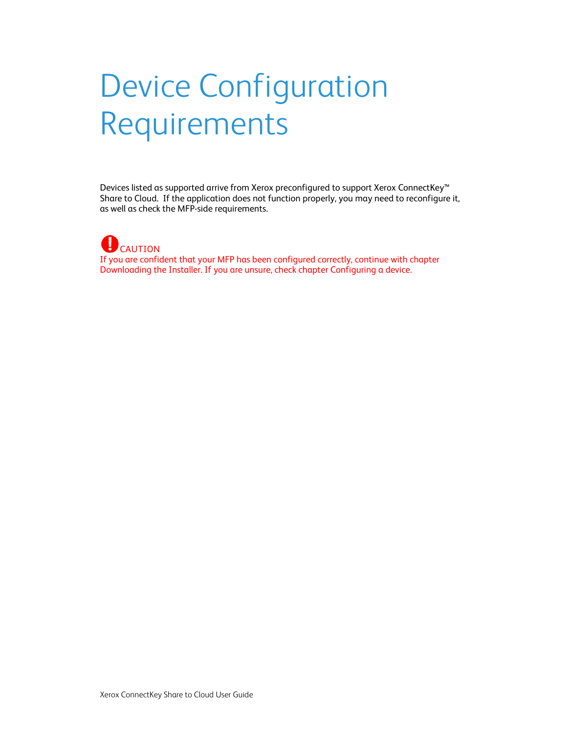# Device Configuration Requirements

Devices listed as supported arrive from Xerox preconfigured to support Xerox ConnectKey™ Share to Cloud. If the application does not function properly, you may need to reconfigure it, as well as check the MFP-side requirements.

**CAUTION**
If you are confident that your MFP has been configured correctly, continue with chapter Downloading the Installer. If you are unsure, check chapter Configuring a device.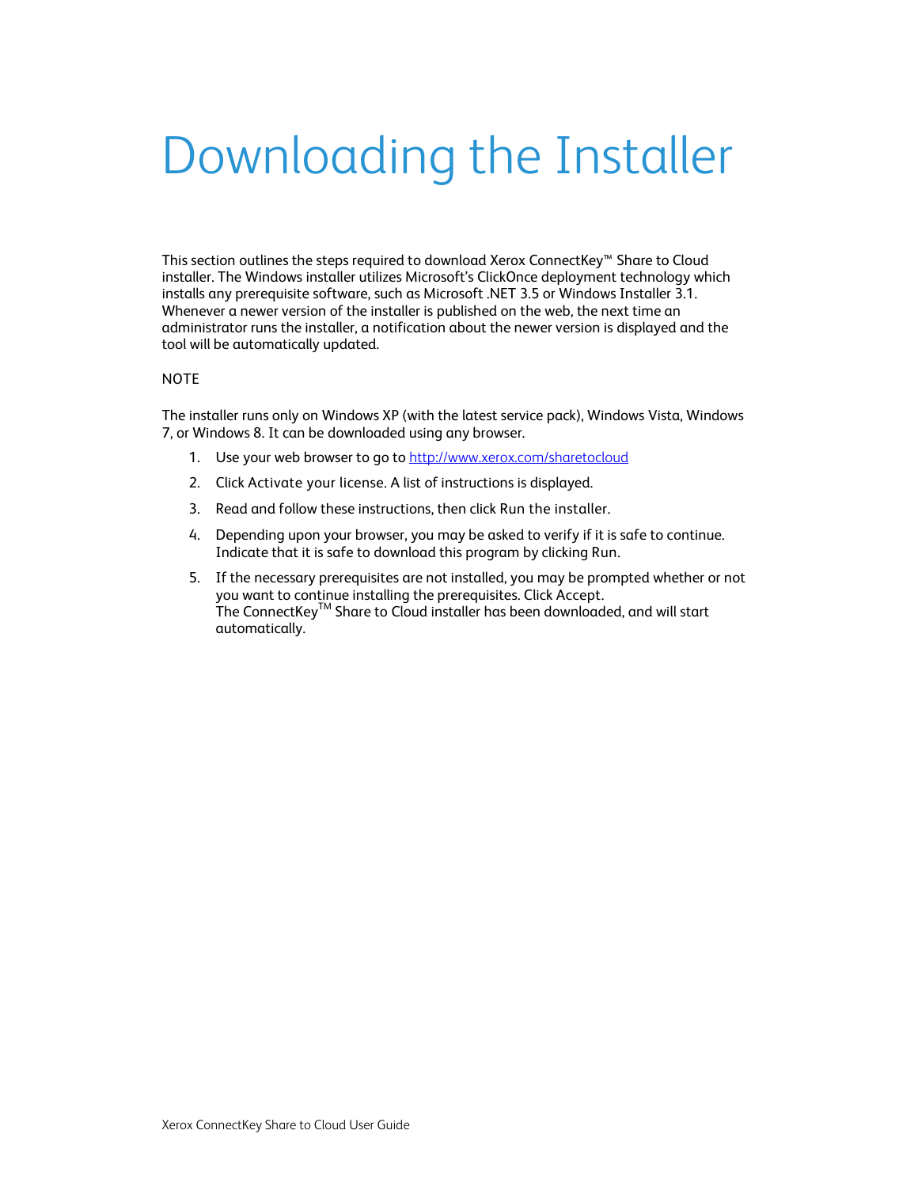# Downloading the Installer

This section outlines the steps required to download Xerox ConnectKey™ Share to Cloud installer. The Windows installer utilizes Microsoft's ClickOnce deployment technology which installs any prerequisite software, such as Microsoft .NET 3.5 or Windows Installer 3.1. Whenever a newer version of the installer is published on the web, the next time an administrator runs the installer, a notification about the newer version is displayed and the tool will be automatically updated.

NOTE

The installer runs only on Windows XP (with the latest service pack), Windows Vista, Windows 7, or Windows 8. It can be downloaded using any browser.

1. Use your web browser to go to [http://www.xerox.com/sharetocloud](http://www.xerox.com/sharetocloud)
2. Click Activate your license. A list of instructions is displayed.
3. Read and follow these instructions, then click Run the installer.
4. Depending upon your browser, you may be asked to verify if it is safe to continue. Indicate that it is safe to download this program by clicking Run.
5. If the necessary prerequisites are not installed, you may be prompted whether or not you want to continue installing the prerequisites. Click Accept.
   The ConnectKey™ Share to Cloud installer has been downloaded, and will start automatically.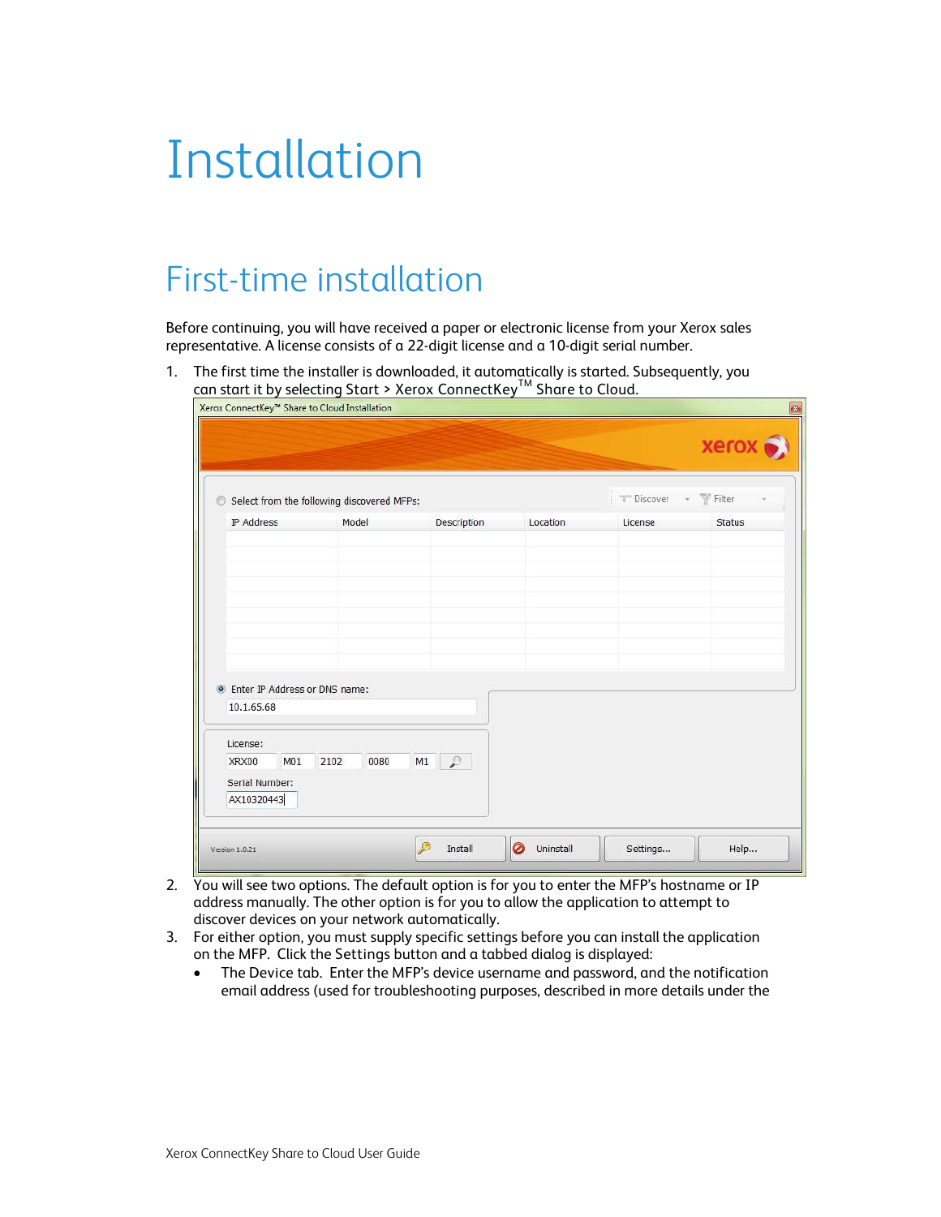# Installation

## First-time installation

Before continuing, you will have received a paper or electronic license from your Xerox sales representative. A license consists of a 22-digit license and a 10-digit serial number.

1. The first time the installer is downloaded, it automatically is started. Subsequently, you can start it by selecting Start > Xerox ConnectKey™ Share to Cloud.
2. You will see two options. The default option is for you to enter the MFP's hostname or IP address manually. The other option is for you to allow the application to attempt to discover devices on your network automatically.
3. For either option, you must supply specific settings before you can install the application on the MFP. Click the Settings button and a tabbed dialog is displayed:
   - The Device tab. Enter the MFP's device username and password, and the notification email address (used for troubleshooting purposes, described in more details under the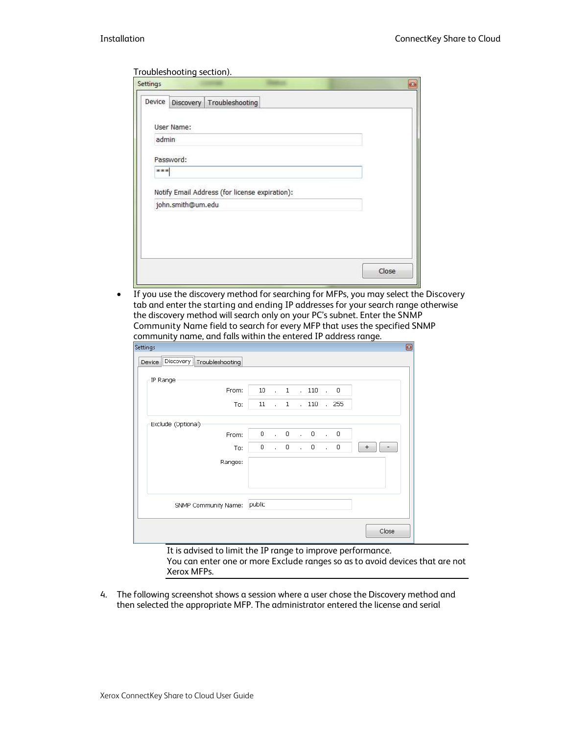Troubleshooting section).

- If you use the discovery method for searching for MFPs, you may select the Discovery tab and enter the starting and ending IP addresses for your search range otherwise the discovery method will search only on your PC's subnet. Enter the SNMP Community Name field to search for every MFP that uses the specified SNMP community name, and falls within the entered IP address range.

It is advised to limit the IP range to improve performance.
You can enter one or more Exclude ranges so as to avoid devices that are not Xerox MFPs.

4. The following screenshot shows a session where a user chose the Discovery method and then selected the appropriate MFP. The administrator entered the license and serial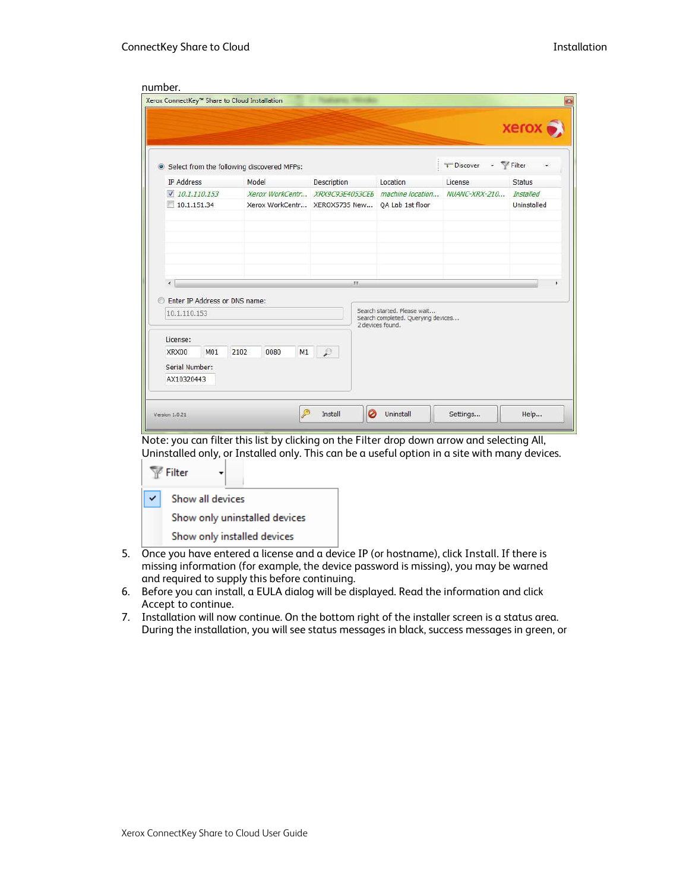number.

Note: you can filter this list by clicking on the Filter drop down arrow and selecting All, Uninstalled only, or Installed only. This can be a useful option in a site with many devices.

5. Once you have entered a license and a device IP (or hostname), click Install. If there is missing information (for example, the device password is missing), you may be warned and required to supply this before continuing.
6. Before you can install, a EULA dialog will be displayed. Read the information and click Accept to continue.
7. Installation will now continue. On the bottom right of the installer screen is a status area. During the installation, you will see status messages in black, success messages in green, or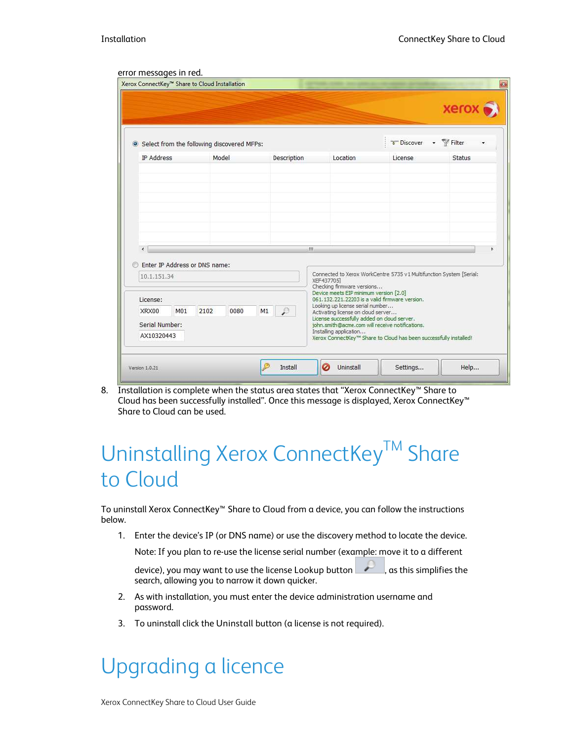error messages in red.

8. Installation is complete when the status area states that “Xerox ConnectKey™ Share to Cloud has been successfully installed”. Once this message is displayed, Xerox ConnectKey™ Share to Cloud can be used.

# Uninstalling Xerox ConnectKey™ Share to Cloud

To uninstall Xerox ConnectKey™ Share to Cloud from a device, you can follow the instructions below.

1. Enter the device’s IP (or DNS name) or use the discovery method to locate the device.

   Note: If you plan to re-use the license serial number (example: move it to a different device), you may want to use the license Lookup button, as this simplifies the search, allowing you to narrow it down quicker.

2. As with installation, you must enter the device administration username and password.

3. To uninstall click the Uninstall button (a license is not required).

# Upgrading a licence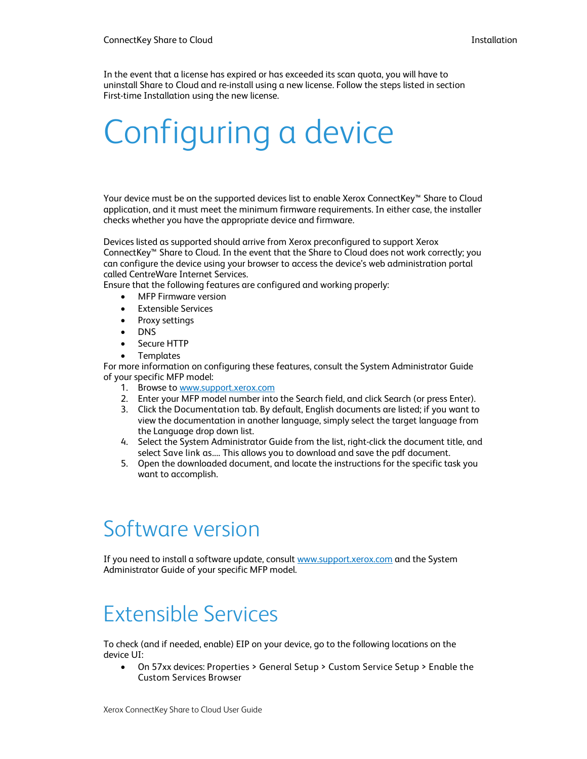In the event that a license has expired or has exceeded its scan quota, you will have to uninstall Share to Cloud and re-install using a new license. Follow the steps listed in section First-time Installation using the new license.

# Configuring a device

Your device must be on the supported devices list to enable Xerox ConnectKey™ Share to Cloud application, and it must meet the minimum firmware requirements. In either case, the installer checks whether you have the appropriate device and firmware.

Devices listed as supported should arrive from Xerox preconfigured to support Xerox ConnectKey™ Share to Cloud. In the event that the Share to Cloud does not work correctly; you can configure the device using your browser to access the device's web administration portal called CentreWare Internet Services.
Ensure that the following features are configured and working properly:

- MFP Firmware version
- Extensible Services
- Proxy settings
- DNS
- Secure HTTP
- Templates

For more information on configuring these features, consult the System Administrator Guide of your specific MFP model:

1. Browse to www.support.xerox.com
2. Enter your MFP model number into the Search field, and click Search (or press Enter).
3. Click the Documentation tab. By default, English documents are listed; if you want to view the documentation in another language, simply select the target language from the Language drop down list.
4. Select the System Administrator Guide from the list, right-click the document title, and select Save link as…. This allows you to download and save the pdf document.
5. Open the downloaded document, and locate the instructions for the specific task you want to accomplish.

## Software version

If you need to install a software update, consult www.support.xerox.com and the System Administrator Guide of your specific MFP model.

## Extensible Services

To check (and if needed, enable) EIP on your device, go to the following locations on the device UI:

- On 57xx devices: Properties > General Setup > Custom Service Setup > Enable the Custom Services Browser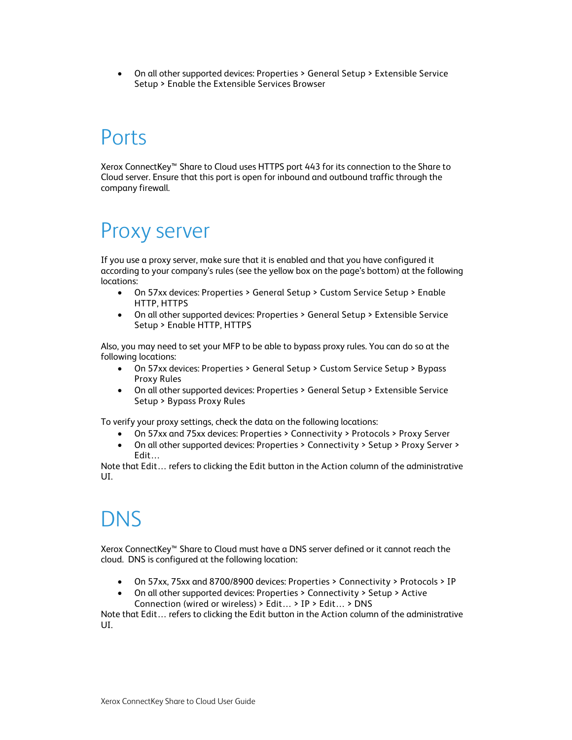- On all other supported devices: Properties > General Setup > Extensible Service Setup > Enable the Extensible Services Browser

# Ports

Xerox ConnectKey™ Share to Cloud uses HTTPS port 443 for its connection to the Share to Cloud server. Ensure that this port is open for inbound and outbound traffic through the company firewall.

# Proxy server

If you use a proxy server, make sure that it is enabled and that you have configured it according to your company's rules (see the yellow box on the page's bottom) at the following locations:

- On 57xx devices: Properties > General Setup > Custom Service Setup > Enable HTTP, HTTPS
- On all other supported devices: Properties > General Setup > Extensible Service Setup > Enable HTTP, HTTPS

Also, you may need to set your MFP to be able to bypass proxy rules. You can do so at the following locations:

- On 57xx devices: Properties > General Setup > Custom Service Setup > Bypass Proxy Rules
- On all other supported devices: Properties > General Setup > Extensible Service Setup > Bypass Proxy Rules

To verify your proxy settings, check the data on the following locations:

- On 57xx and 75xx devices: Properties > Connectivity > Protocols > Proxy Server
- On all other supported devices: Properties > Connectivity > Setup > Proxy Server > Edit…

Note that Edit… refers to clicking the Edit button in the Action column of the administrative UI.

# DNS

Xerox ConnectKey™ Share to Cloud must have a DNS server defined or it cannot reach the cloud. DNS is configured at the following location:

- On 57xx, 75xx and 8700/8900 devices: Properties > Connectivity > Protocols > IP
- On all other supported devices: Properties > Connectivity > Setup > Active Connection (wired or wireless) > Edit… > IP > Edit… > DNS

Note that Edit… refers to clicking the Edit button in the Action column of the administrative UI.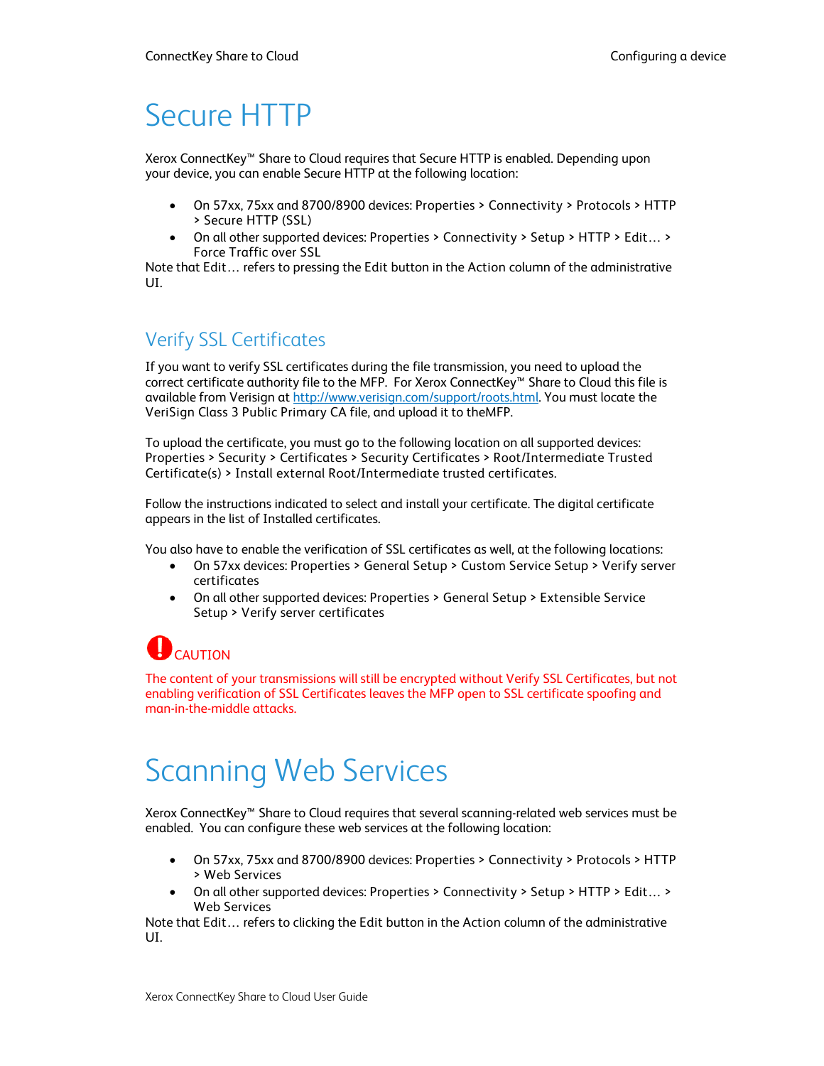# Secure HTTP

Xerox ConnectKey™ Share to Cloud requires that Secure HTTP is enabled. Depending upon your device, you can enable Secure HTTP at the following location:

- On 57xx, 75xx and 8700/8900 devices: Properties > Connectivity > Protocols > HTTP > Secure HTTP (SSL)
- On all other supported devices: Properties > Connectivity > Setup > HTTP > Edit… > Force Traffic over SSL

Note that Edit… refers to pressing the Edit button in the Action column of the administrative UI.

## Verify SSL Certificates

If you want to verify SSL certificates during the file transmission, you need to upload the correct certificate authority file to the MFP. For Xerox ConnectKey™ Share to Cloud this file is available from Verisign at [http://www.verisign.com/support/roots.html](http://www.verisign.com/support/roots.html). You must locate the VeriSign Class 3 Public Primary CA file, and upload it to theMFP.

To upload the certificate, you must go to the following location on all supported devices: Properties > Security > Certificates > Security Certificates > Root/Intermediate Trusted Certificate(s) > Install external Root/Intermediate trusted certificates.

Follow the instructions indicated to select and install your certificate. The digital certificate appears in the list of Installed certificates.

You also have to enable the verification of SSL certificates as well, at the following locations:

- On 57xx devices: Properties > General Setup > Custom Service Setup > Verify server certificates
- On all other supported devices: Properties > General Setup > Extensible Service Setup > Verify server certificates

**CAUTION**

The content of your transmissions will still be encrypted without Verify SSL Certificates, but not enabling verification of SSL Certificates leaves the MFP open to SSL certificate spoofing and man-in-the-middle attacks.

# Scanning Web Services

Xerox ConnectKey™ Share to Cloud requires that several scanning-related web services must be enabled. You can configure these web services at the following location:

- On 57xx, 75xx and 8700/8900 devices: Properties > Connectivity > Protocols > HTTP > Web Services
- On all other supported devices: Properties > Connectivity > Setup > HTTP > Edit… > Web Services

Note that Edit… refers to clicking the Edit button in the Action column of the administrative UI.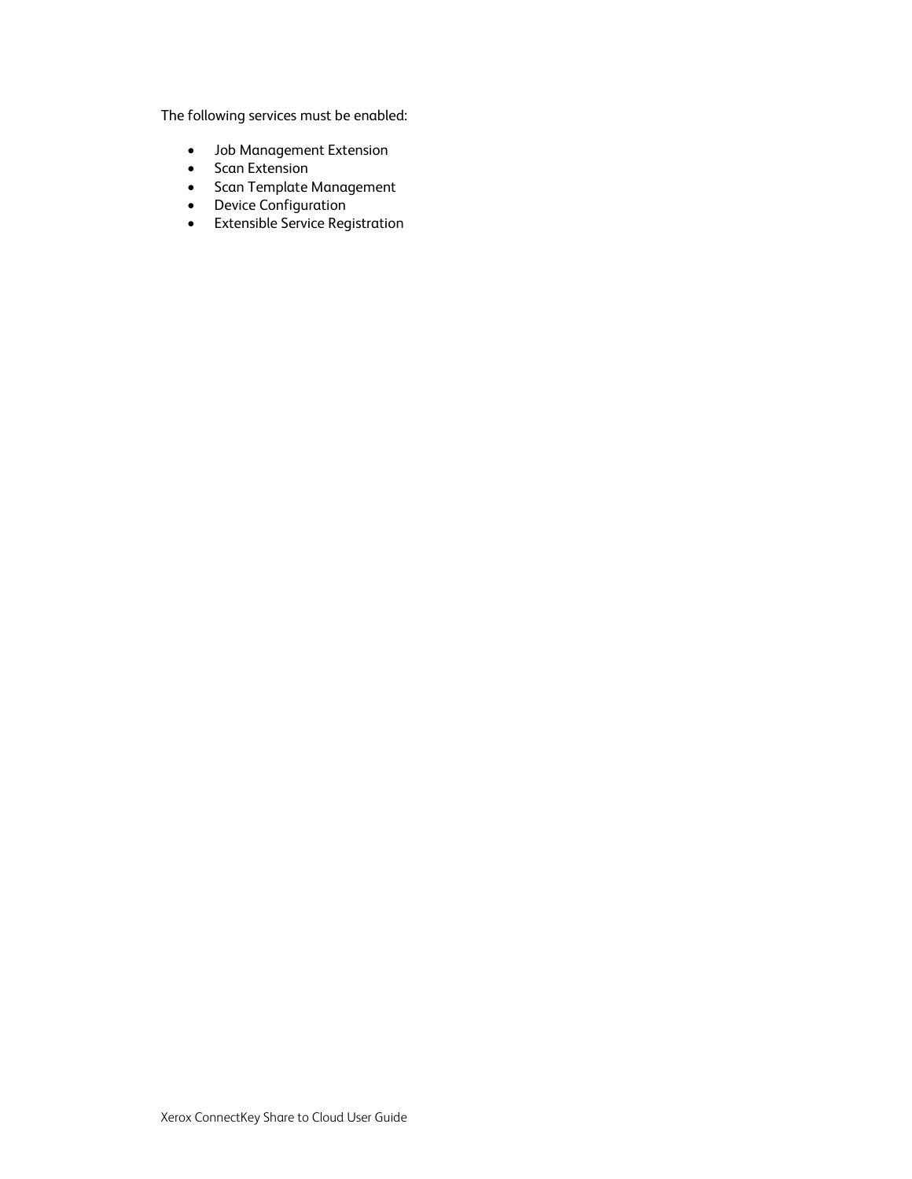The following services must be enabled:

- Job Management Extension
- Scan Extension
- Scan Template Management
- Device Configuration
- Extensible Service Registration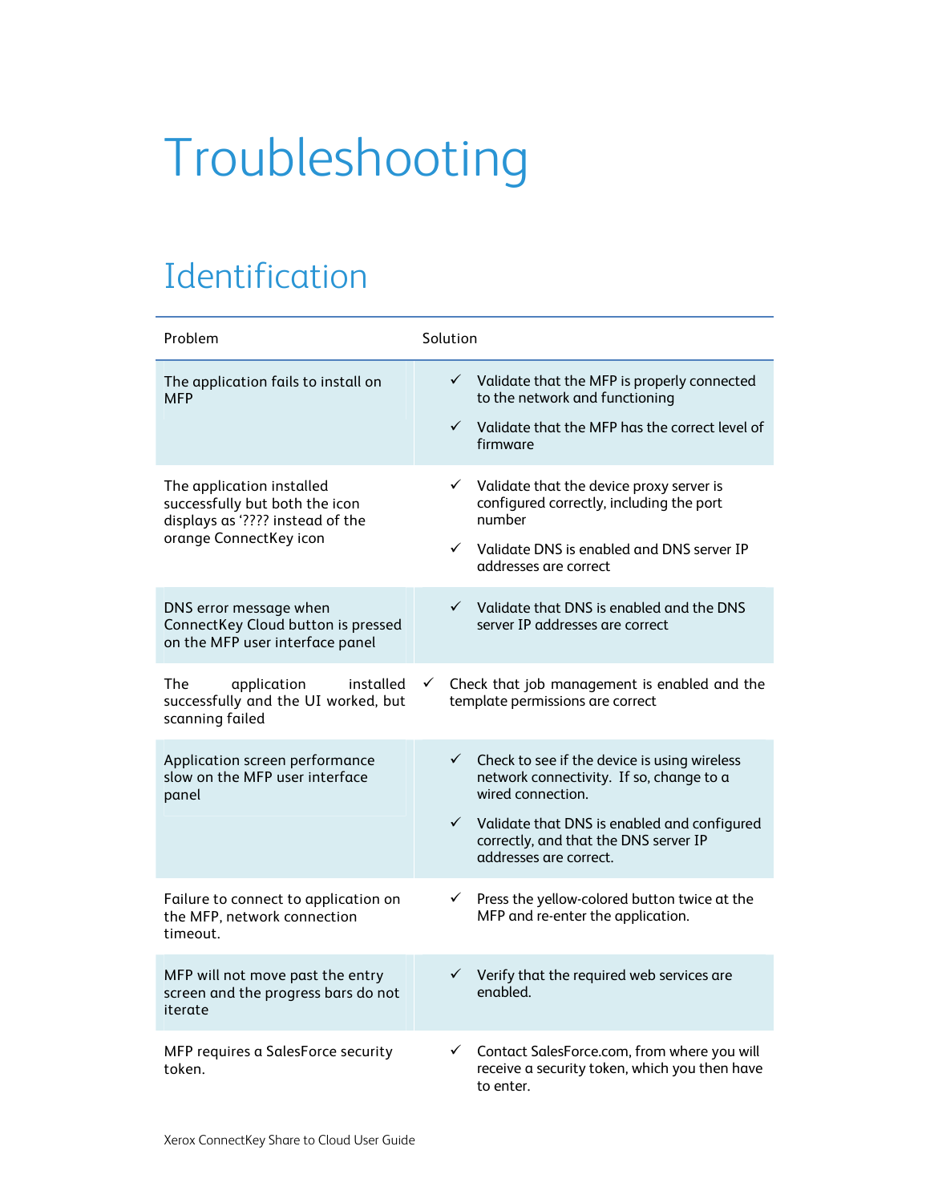# Troubleshooting

## Identification

| Problem | Solution |
| --- | --- |
| The application fails to install on MFP | ✓ Validate that the MFP is properly connected to the network and functioning<br>✓ Validate that the MFP has the correct level of firmware |
| The application installed successfully but both the icon displays as '???? instead of the orange ConnectKey icon | ✓ Validate that the device proxy server is configured correctly, including the port number<br>✓ Validate DNS is enabled and DNS server IP addresses are correct |
| DNS error message when ConnectKey Cloud button is pressed on the MFP user interface panel | ✓ Validate that DNS is enabled and the DNS server IP addresses are correct |
| The application installed successfully and the UI worked, but scanning failed | ✓ Check that job management is enabled and the template permissions are correct |
| Application screen performance slow on the MFP user interface panel | ✓ Check to see if the device is using wireless network connectivity. If so, change to a wired connection.<br>✓ Validate that DNS is enabled and configured correctly, and that the DNS server IP addresses are correct. |
| Failure to connect to application on the MFP, network connection timeout. | ✓ Press the yellow-colored button twice at the MFP and re-enter the application. |
| MFP will not move past the entry screen and the progress bars do not iterate | ✓ Verify that the required web services are enabled. |
| MFP requires a SalesForce security token. | ✓ Contact SalesForce.com, from where you will receive a security token, which you then have to enter. |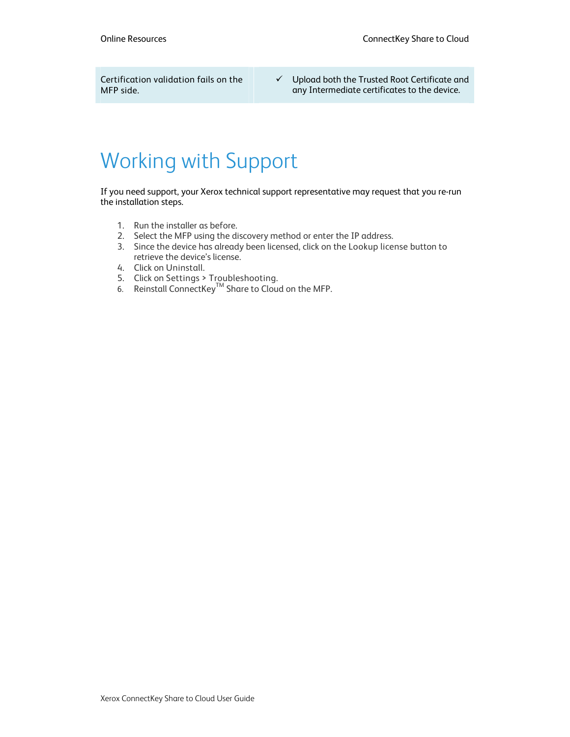| Certification validation fails on the MFP side. | ✓ Upload both the Trusted Root Certificate and any Intermediate certificates to the device. |
|---|---|

# Working with Support

If you need support, your Xerox technical support representative may request that you re-run the installation steps.

1. Run the installer as before.
2. Select the MFP using the discovery method or enter the IP address.
3. Since the device has already been licensed, click on the Lookup license button to retrieve the device's license.
4. Click on Uninstall.
5. Click on Settings > Troubleshooting.
6. Reinstall ConnectKey™ Share to Cloud on the MFP.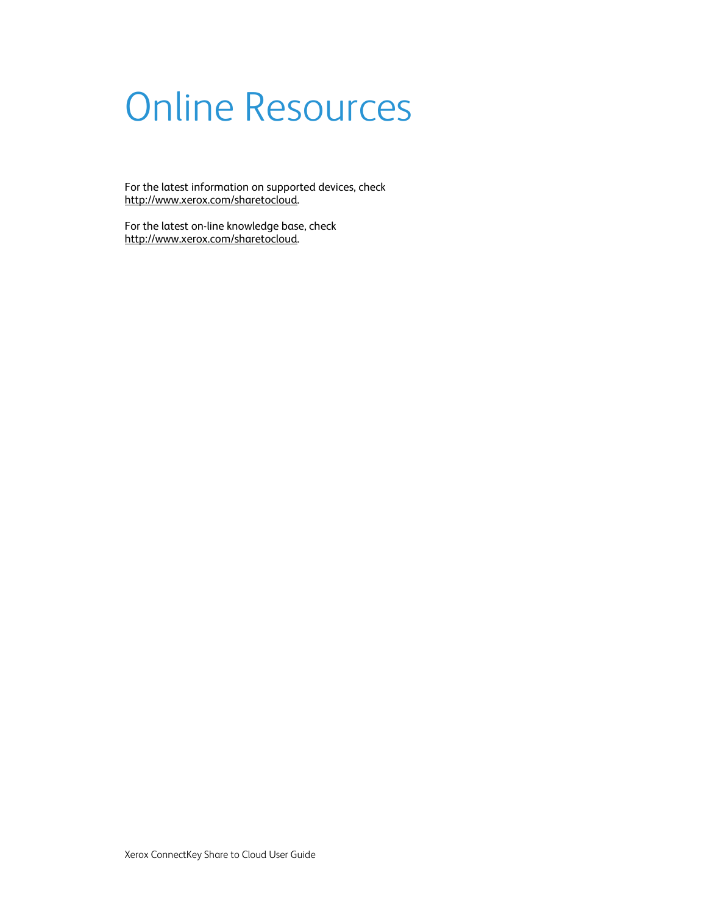# Online Resources

For the latest information on supported devices, check http://www.xerox.com/sharetocloud.

For the latest on-line knowledge base, check http://www.xerox.com/sharetocloud.